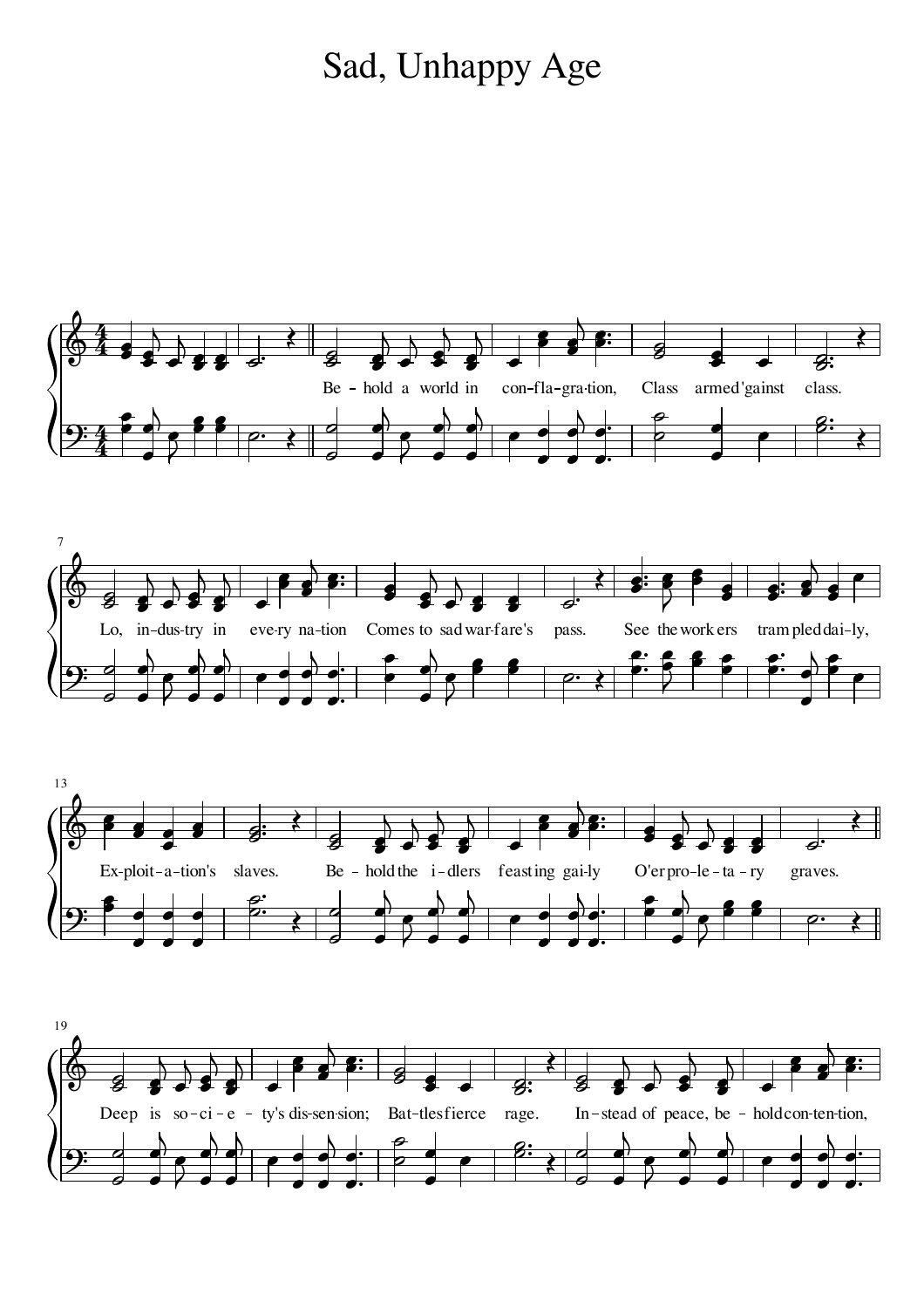# Sad, Unhappy Age

Be - hold a world in con-fla-gra-tion, Class armed 'gainst class.

Lo, in-dus-try in eve-ry na-tion Comes to sad war-fare's pass.

See the work-ers tram-pled dai-ly, Ex-ploit-a-tion's slaves.

Be - hold the i-dlers feast-ing gai-ly O'er pro-le-ta-ry graves.

Deep is so-ci-e-ty's dis-sen-sion; Bat-tles fierce rage.

In-stead of peace, be-hold con-ten-tion,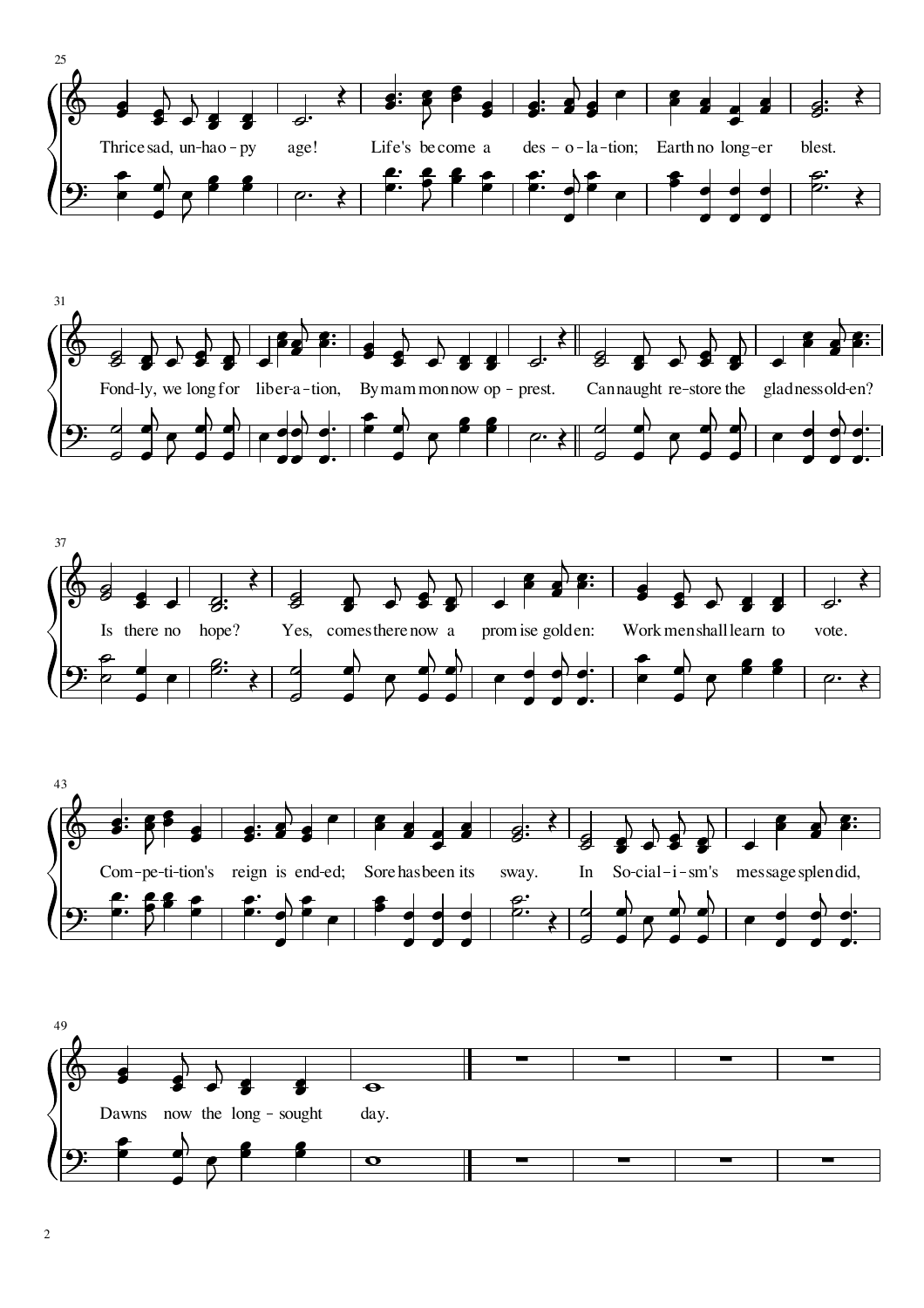Thrice sad, un-hao-py age! Life's become a des-o-la-tion; Earth no long-er blest.

Fond-ly, we long for liber-a-tion, By mammon now op-prest. Can naught re-store the gladness old-en?

Is there no hope? Yes, comes there now a promise golden: Workmen shall learn to vote.

Com-pe-ti-tion's reign is end-ed; Sore has been its sway. In So-cial-i-sm's message splendid,

Dawns now the long-sought day.